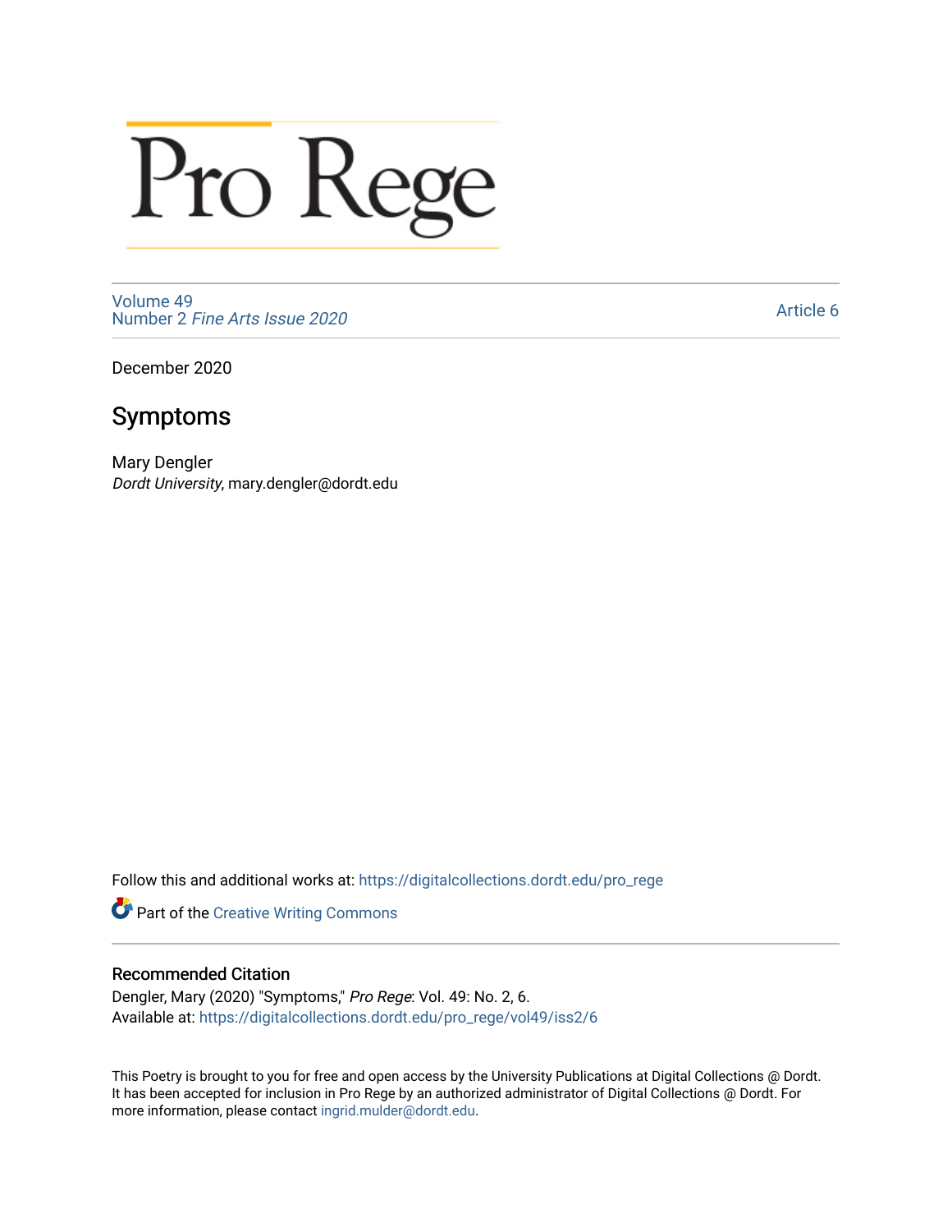Pro Rege

Volume 49
Number 2 *Fine Arts Issue 2020*

Article 6

December 2020

# Symptoms

Mary Dengler
*Dordt University*, mary.dengler@dordt.edu

Follow this and additional works at: https://digitalcollections.dordt.edu/pro_rege

Part of the Creative Writing Commons

## Recommended Citation

Dengler, Mary (2020) "Symptoms," *Pro Rege*: Vol. 49: No. 2, 6.
Available at: https://digitalcollections.dordt.edu/pro_rege/vol49/iss2/6

This Poetry is brought to you for free and open access by the University Publications at Digital Collections @ Dordt. It has been accepted for inclusion in Pro Rege by an authorized administrator of Digital Collections @ Dordt. For more information, please contact ingrid.mulder@dordt.edu.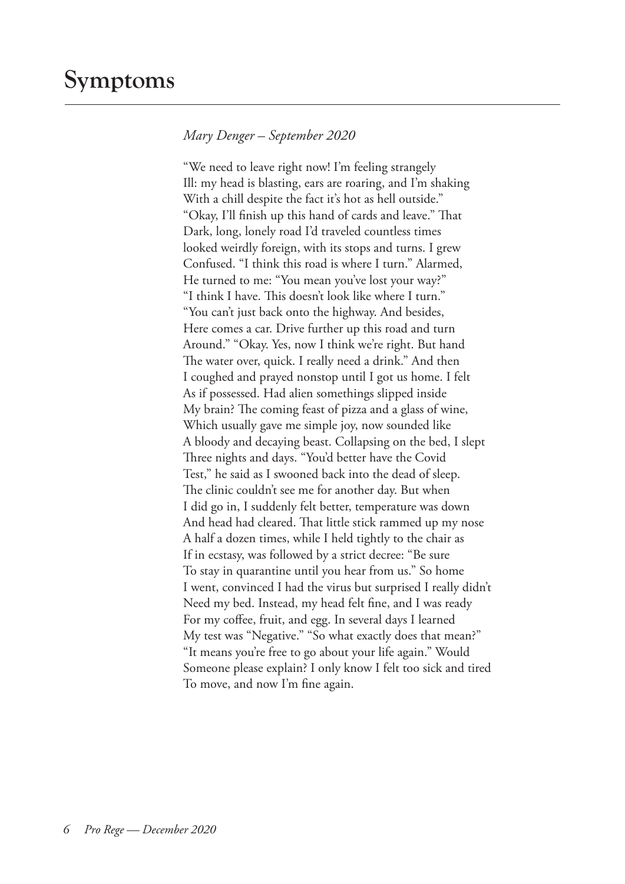# Symptoms

*Mary Denger – September 2020*

"We need to leave right now! I'm feeling strangely  
Ill: my head is blasting, ears are roaring, and I'm shaking  
With a chill despite the fact it's hot as hell outside."  
"Okay, I'll finish up this hand of cards and leave." That  
Dark, long, lonely road I'd traveled countless times  
looked weirdly foreign, with its stops and turns. I grew  
Confused. "I think this road is where I turn." Alarmed,  
He turned to me: "You mean you've lost your way?"  
"I think I have. This doesn't look like where I turn."  
"You can't just back onto the highway. And besides,  
Here comes a car. Drive further up this road and turn  
Around." "Okay. Yes, now I think we're right. But hand  
The water over, quick. I really need a drink." And then  
I coughed and prayed nonstop until I got us home. I felt  
As if possessed. Had alien somethings slipped inside  
My brain? The coming feast of pizza and a glass of wine,  
Which usually gave me simple joy, now sounded like  
A bloody and decaying beast. Collapsing on the bed, I slept  
Three nights and days. "You'd better have the Covid  
Test," he said as I swooned back into the dead of sleep.  
The clinic couldn't see me for another day. But when  
I did go in, I suddenly felt better, temperature was down  
And head had cleared. That little stick rammed up my nose  
A half a dozen times, while I held tightly to the chair as  
If in ecstasy, was followed by a strict decree: "Be sure  
To stay in quarantine until you hear from us." So home  
I went, convinced I had the virus but surprised I really didn't  
Need my bed. Instead, my head felt fine, and I was ready  
For my coffee, fruit, and egg. In several days I learned  
My test was "Negative." "So what exactly does that mean?"  
"It means you're free to go about your life again." Would  
Someone please explain? I only know I felt too sick and tired  
To move, and now I'm fine again.